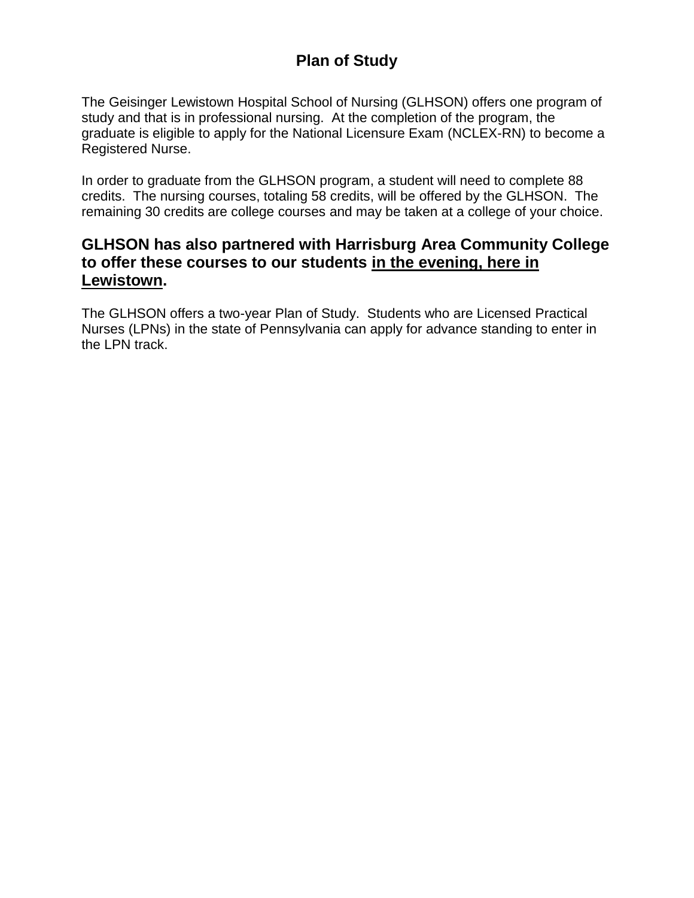# Plan of Study

The Geisinger Lewistown Hospital School of Nursing (GLHSON) offers one program of study and that is in professional nursing. At the completion of the program, the graduate is eligible to apply for the National Licensure Exam (NCLEX-RN) to become a Registered Nurse.

In order to graduate from the GLHSON program, a student will need to complete 88 credits. The nursing courses, totaling 58 credits, will be offered by the GLHSON. The remaining 30 credits are college courses and may be taken at a college of your choice.

**GLHSON has also partnered with Harrisburg Area Community College to offer these courses to our students <u>in the evening, here in Lewistown</u>.**

The GLHSON offers a two-year Plan of Study. Students who are Licensed Practical Nurses (LPNs) in the state of Pennsylvania can apply for advance standing to enter in the LPN track.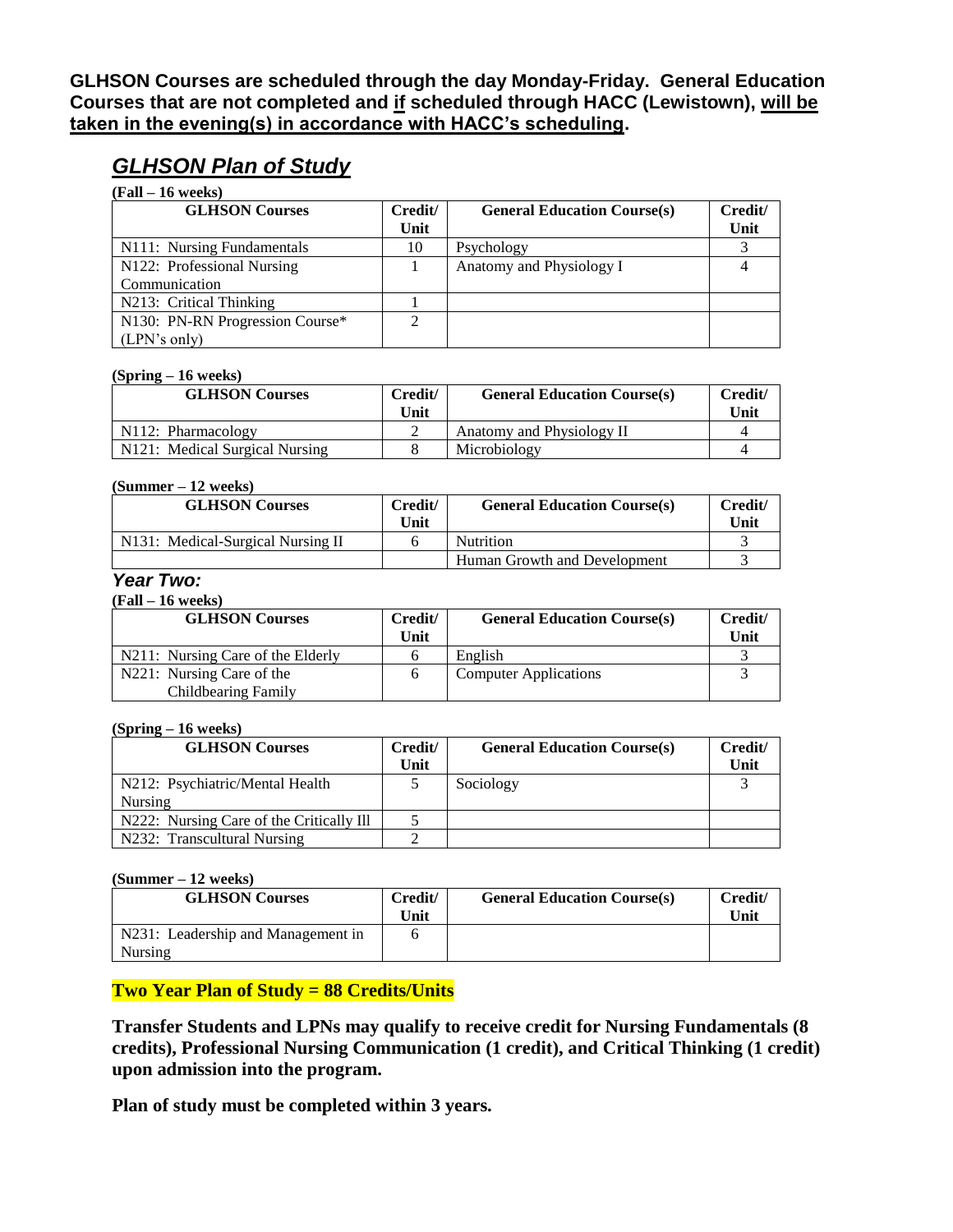**GLHSON Courses are scheduled through the day Monday-Friday. General Education Courses that are not completed and <u>if</u> scheduled through HACC (Lewistown), <u>will be taken in the evening(s) in accordance with HACC's scheduling</u>.**

## *<u>GLHSON Plan of Study</u>*

**(Fall – 16 weeks)**

| GLHSON Courses | Credit/ Unit | General Education Course(s) | Credit/ Unit |
|---|---|---|---|
| N111: Nursing Fundamentals | 10 | Psychology | 3 |
| N122: Professional Nursing Communication | 1 | Anatomy and Physiology I | 4 |
| N213: Critical Thinking | 1 | | |
| N130: PN-RN Progression Course* (LPN's only) | 2 | | |

**(Spring – 16 weeks)**

| GLHSON Courses | Credit/ Unit | General Education Course(s) | Credit/ Unit |
|---|---|---|---|
| N112: Pharmacology | 2 | Anatomy and Physiology II | 4 |
| N121: Medical Surgical Nursing | 8 | Microbiology | 4 |

**(Summer – 12 weeks)**

| GLHSON Courses | Credit/ Unit | General Education Course(s) | Credit/ Unit |
|---|---|---|---|
| N131: Medical-Surgical Nursing II | 6 | Nutrition | 3 |
| | | Human Growth and Development | 3 |

### *Year Two:*

**(Fall – 16 weeks)**

| GLHSON Courses | Credit/ Unit | General Education Course(s) | Credit/ Unit |
|---|---|---|---|
| N211: Nursing Care of the Elderly | 6 | English | 3 |
| N221: Nursing Care of the Childbearing Family | 6 | Computer Applications | 3 |

**(Spring – 16 weeks)**

| GLHSON Courses | Credit/ Unit | General Education Course(s) | Credit/ Unit |
|---|---|---|---|
| N212: Psychiatric/Mental Health Nursing | 5 | Sociology | 3 |
| N222: Nursing Care of the Critically Ill | 5 | | |
| N232: Transcultural Nursing | 2 | | |

**(Summer – 12 weeks)**

| GLHSON Courses | Credit/ Unit | General Education Course(s) | Credit/ Unit |
|---|---|---|---|
| N231: Leadership and Management in Nursing | 6 | | |

**Two Year Plan of Study = 88 Credits/Units**

**Transfer Students and LPNs may qualify to receive credit for Nursing Fundamentals (8 credits), Professional Nursing Communication (1 credit), and Critical Thinking (1 credit) upon admission into the program.**

**Plan of study must be completed within 3 years.**